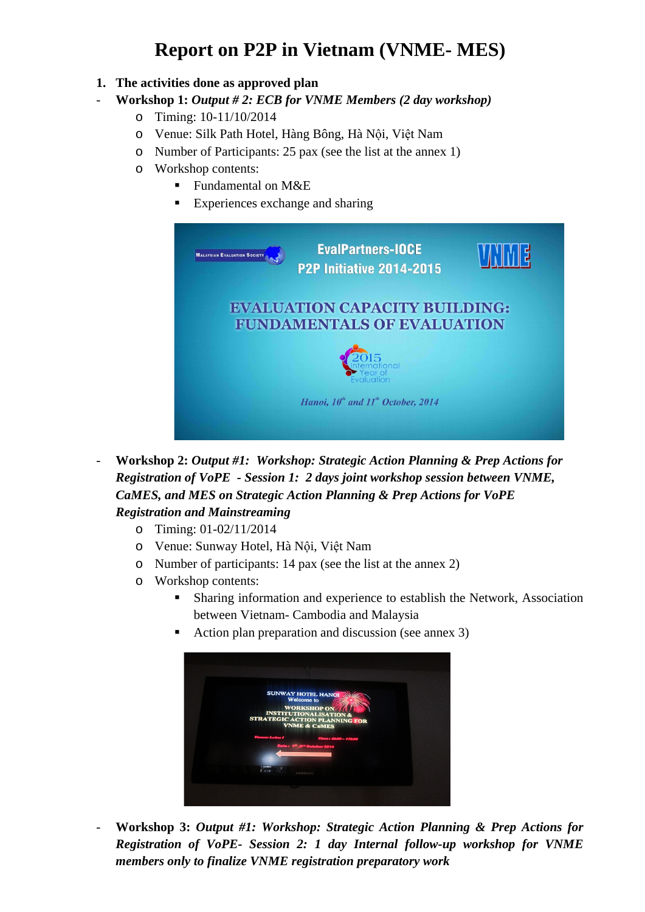# Report on P2P in Vietnam (VNME- MES)

1. **The activities done as approved plan**

- **Workshop 1:** ***Output # 2: ECB for VNME Members (2 day workshop)***
    - Timing: 10-11/10/2014
    - Venue: Silk Path Hotel, Hàng Bông, Hà Nội, Việt Nam
    - Number of Participants: 25 pax (see the list at the annex 1)
    - Workshop contents:
        - Fundamental on M&E
        - Experiences exchange and sharing

- **Workshop 2:** ***Output #1: Workshop: Strategic Action Planning & Prep Actions for Registration of VoPE - Session 1: 2 days joint workshop session between VNME, CaMES, and MES on Strategic Action Planning & Prep Actions for VoPE Registration and Mainstreaming***
    - Timing: 01-02/11/2014
    - Venue: Sunway Hotel, Hà Nội, Việt Nam
    - Number of participants: 14 pax (see the list at the annex 2)
    - Workshop contents:
        - Sharing information and experience to establish the Network, Association between Vietnam- Cambodia and Malaysia
        - Action plan preparation and discussion (see annex 3)

- **Workshop 3:** ***Output #1: Workshop: Strategic Action Planning & Prep Actions for Registration of VoPE- Session 2: 1 day Internal follow-up workshop for VNME members only to finalize VNME registration preparatory work***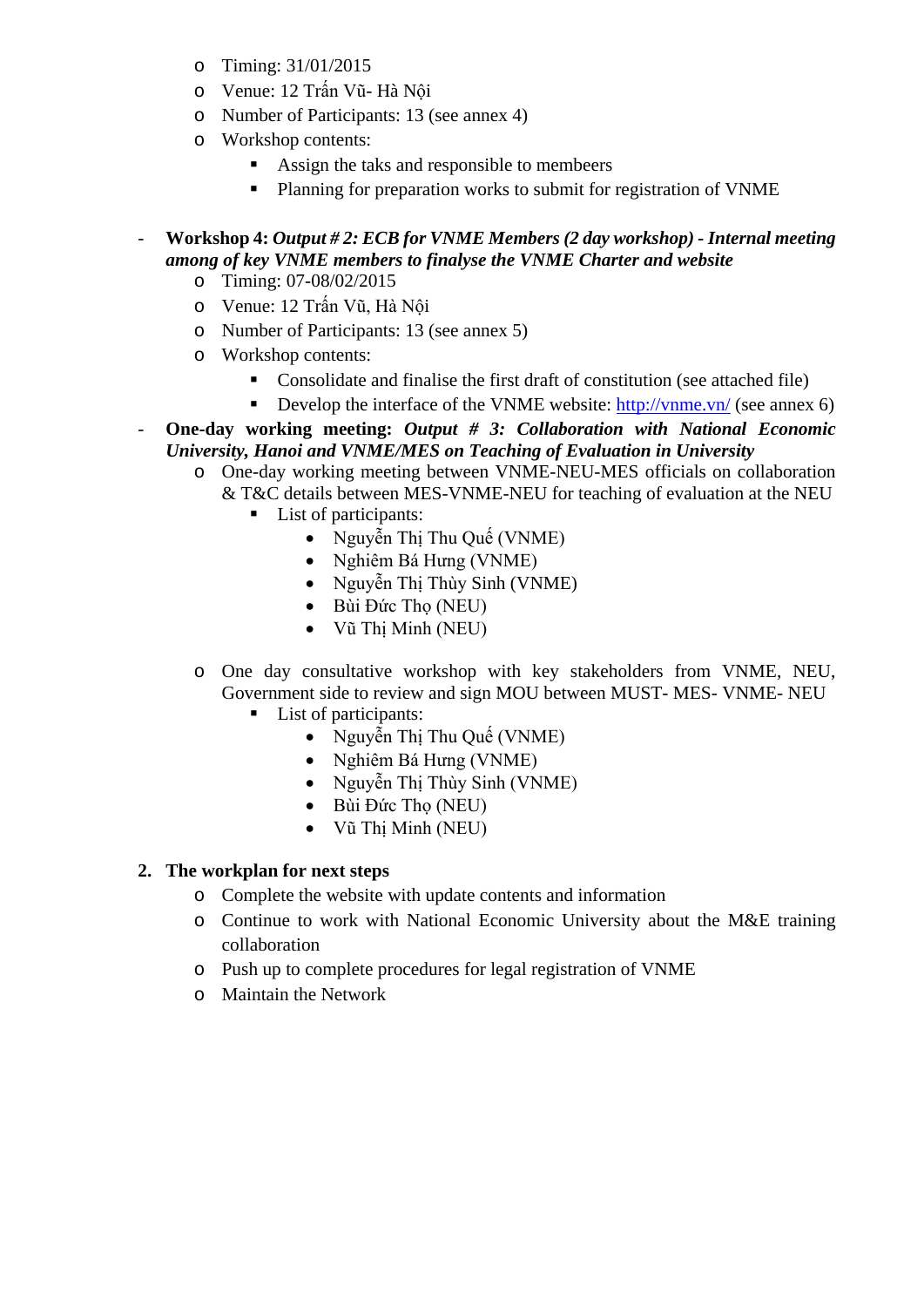- Timing: 31/01/2015
  - Venue: 12 Trần Vũ- Hà Nội
  - Number of Participants: 13 (see annex 4)
  - Workshop contents:
    - Assign the taks and responsible to membeers
    - Planning for preparation works to submit for registration of VNME

- **Workshop 4:** ***Output # 2: ECB for VNME Members (2 day workshop) - Internal meeting among of key VNME members to finalyse the VNME Charter and website***
  - Timing: 07-08/02/2015
  - Venue: 12 Trần Vũ, Hà Nội
  - Number of Participants: 13 (see annex 5)
  - Workshop contents:
    - Consolidate and finalise the first draft of constitution (see attached file)
    - Develop the interface of the VNME website: http://vnme.vn/ (see annex 6)
- **One-day working meeting:** ***Output # 3: Collaboration with National Economic University, Hanoi and VNME/MES on Teaching of Evaluation in University***
  - One-day working meeting between VNME-NEU-MES officials on collaboration & T&C details between MES-VNME-NEU for teaching of evaluation at the NEU
    - List of participants:
      - Nguyễn Thị Thu Quế (VNME)
      - Nghiêm Bá Hưng (VNME)
      - Nguyễn Thị Thùy Sinh (VNME)
      - Bùi Đức Thọ (NEU)
      - Vũ Thị Minh (NEU)

  - One day consultative workshop with key stakeholders from VNME, NEU, Government side to review and sign MOU between MUST- MES- VNME- NEU
    - List of participants:
      - Nguyễn Thị Thu Quế (VNME)
      - Nghiêm Bá Hưng (VNME)
      - Nguyễn Thị Thùy Sinh (VNME)
      - Bùi Đức Thọ (NEU)
      - Vũ Thị Minh (NEU)

## 2. The workplan for next steps

- Complete the website with update contents and information
- Continue to work with National Economic University about the M&E training collaboration
- Push up to complete procedures for legal registration of VNME
- Maintain the Network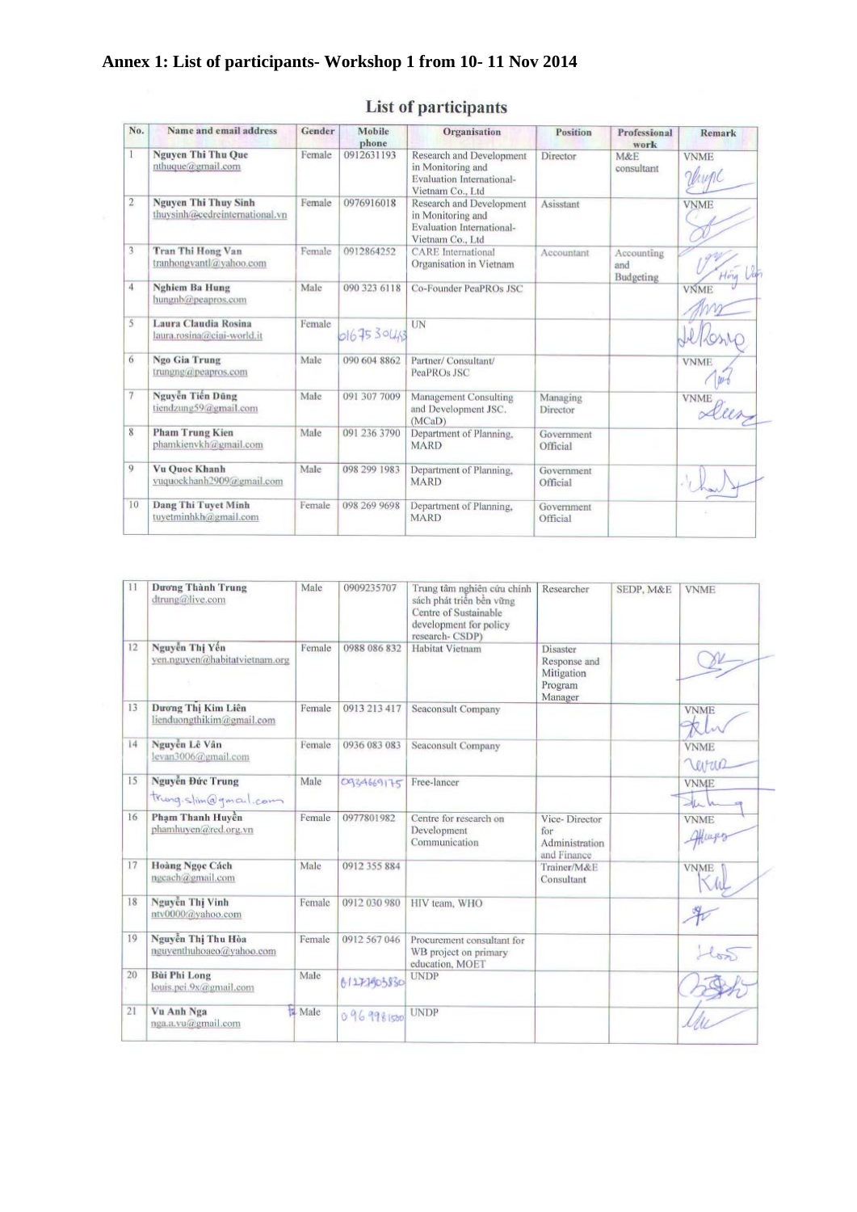**Annex 1: List of participants- Workshop 1 from 10- 11 Nov 2014**

## List of participants

| No. | Name and email address | Gender | Mobile phone | Organisation | Position | Professional work | Remark |
|---|---|---|---|---|---|---|---|
| 1 | **Nguyen Thi Thu Que** nthuque@gmail.com | Female | 0912631193 | Research and Development in Monitoring and Evaluation International- Vietnam Co., Ltd | Director | M&E consultant | VNME |
| 2 | **Nguyen Thi Thuy Sinh** thuysinh@cedreinternational.vn | Female | 0976916018 | Research and Development in Monitoring and Evaluation International- Vietnam Co., Ltd | Asisstant | | VNME |
| 3 | **Tran Thi Hong Van** tranhongvantl@yahoo.com | Female | 0912864252 | CARE International Organisation in Vietnam | Accountant | Accounting and Budgeting | |
| 4 | **Nghiem Ba Hung** hungnb@peapros.com | Male | 090 323 6118 | Co-Founder PeaPROs JSC | | | VNME |
| 5 | **Laura Claudia Rosina** laura.rosina@ciai-world.it | Female | 01675 30443 | UN | | | |
| 6 | **Ngo Gia Trung** trungng@peapros.com | Male | 090 604 8862 | Partner/ Consultant/ PeaPROs JSC | | | VNME |
| 7 | **Nguyễn Tiến Dũng** tiendzung59@gmail.com | Male | 091 307 7009 | Management Consulting and Development JSC. (MCaD) | Managing Director | | VNME |
| 8 | **Pham Trung Kien** phamkienvkh@gmail.com | Male | 091 236 3790 | Department of Planning, MARD | Government Official | | |
| 9 | **Vu Quoc Khanh** vuquockhanh2909@gmail.com | Male | 098 299 1983 | Department of Planning, MARD | Government Official | | |
| 10 | **Dang Thi Tuyet Minh** tuyetminhkh@gmail.com | Female | 098 269 9698 | Department of Planning, MARD | Government Official | | |
| 11 | **Dương Thành Trung** dtrung@live.com | Male | 0909235707 | Trung tâm nghiên cứu chính sách phát triển bền vững Centre of Sustainable development for policy research- CSDP) | Researcher | SEDP, M&E | VNME |
| 12 | **Nguyễn Thị Yến** yen.nguyen@habitatvietnam.org | Female | 0988 086 832 | Habitat Vietnam | Disaster Response and Mitigation Program Manager | | |
| 13 | **Dương Thị Kim Liên** lienduongthikim@gmail.com | Female | 0913 213 417 | Seaconsult Company | | | VNME |
| 14 | **Nguyễn Lê Vân** levan3006@gmail.com | Female | 0936 083 083 | Seaconsult Company | | | VNME |
| 15 | **Nguyễn Đức Trung** trung.slim@gmail.com | Male | 0934669175 | Free-lancer | | | VNME |
| 16 | **Phạm Thanh Huyền** phamhuyen@rcd.org.vn | Female | 0977801982 | Centre for research on Development Communication | Vice- Director for Administration and Finance | | VNME |
| 17 | **Hoàng Ngọc Cách** ngcach@gmail.com | Male | 0912 355 884 | | Trainer/M&E Consultant | | VNME |
| 18 | **Nguyễn Thị Vinh** ntv0000@yahoo.com | Female | 0912 030 980 | HIV team, WHO | | | |
| 19 | **Nguyễn Thị Thu Hòa** nguyenthuhoaeo@yahoo.com | Female | 0912 567 046 | Procurement consultant for WB project on primary education, MOET | | | |
| 20 | **Bùi Phi Long** louis.pei.9x@gmail.com | Male | 01277905830 | UNDP | | | |
| 21 | **Vu Anh Nga** nga.a.vu@gmail.com | Male | 0969981500 | UNDP | | | |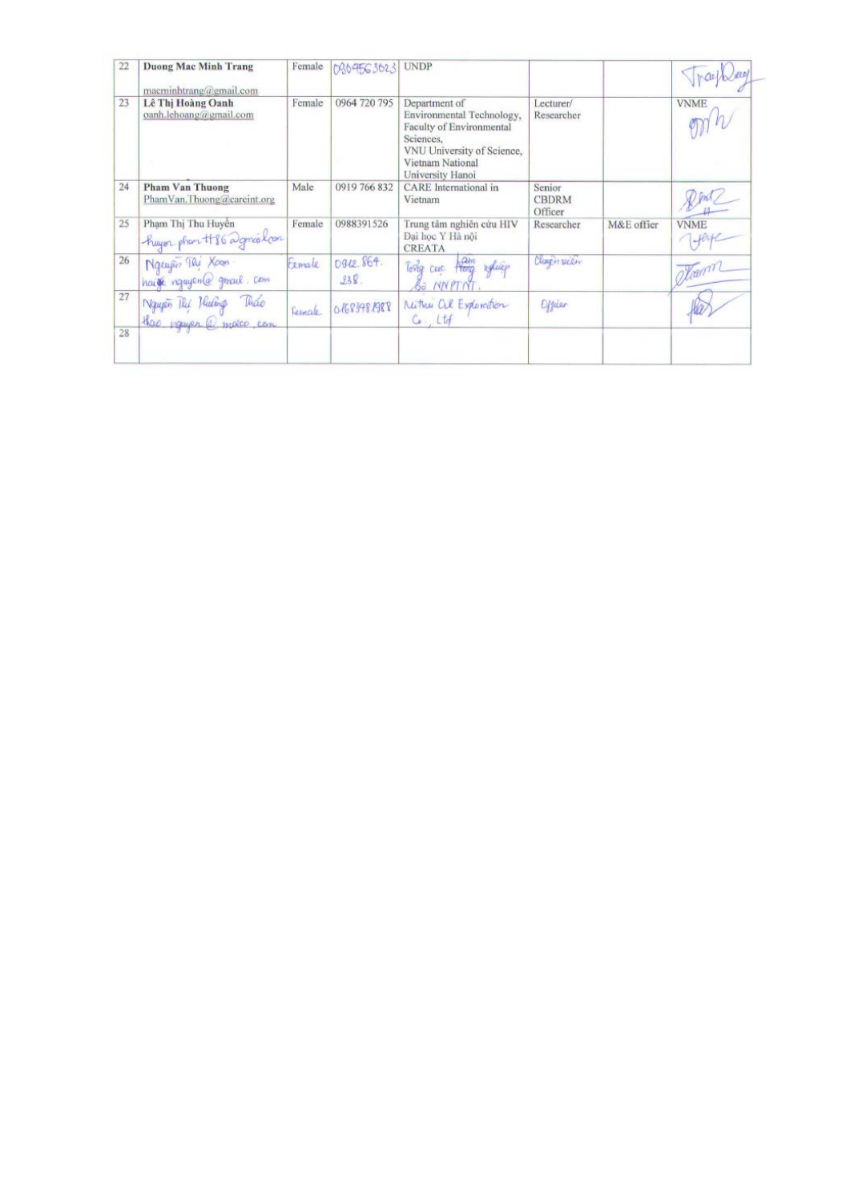| 22 | **Duong Mac Minh Trang**<br><br>macminhtrang@gmail.com | Female | 0904563023 | UNDP | | | TrangDuong |
|---|---|---|---|---|---|---|---|
| 23 | **Lê Thị Hoàng Oanh**<br>oanh.lehoang@gmail.com | Female | 0964 720 795 | Department of Environmental Technology, Faculty of Environmental Sciences, VNU University of Science, Vietnam National University Hanoi | Lecturer/ Researcher | | VNME<br>Oanh |
| 24 | **Pham Van Thuong**<br>PhamVan.Thuong@careint.org | Male | 0919 766 832 | CARE International in Vietnam | Senior CBDRM Officer | | Thuong |
| 25 | Phạm Thị Thu Huyền<br>huyen.pham.tt86@gmail.com | Female | 0988391526 | Trung tâm nghiên cứu HIV Đại học Y Hà nội CREATA | Researcher | M&E offier | VNME<br>Huyen |
| 26 | Nguyễn Thị Xoan<br>hoaixe.nguyen@gmail.com | Female | 0942.864.238. | Tổng cục Lâm nghiệp Bộ NNPTNT. | Chuyên viên | | Xoan |
| 27 | Nguyễn Thị Hương Thảo<br>thao.nguyen@mitco.com | Female | 0168398 1988 | Mitsui Oil Exploration Co., Ltd | Officer | | Thao |
| 28 | | | | | | | |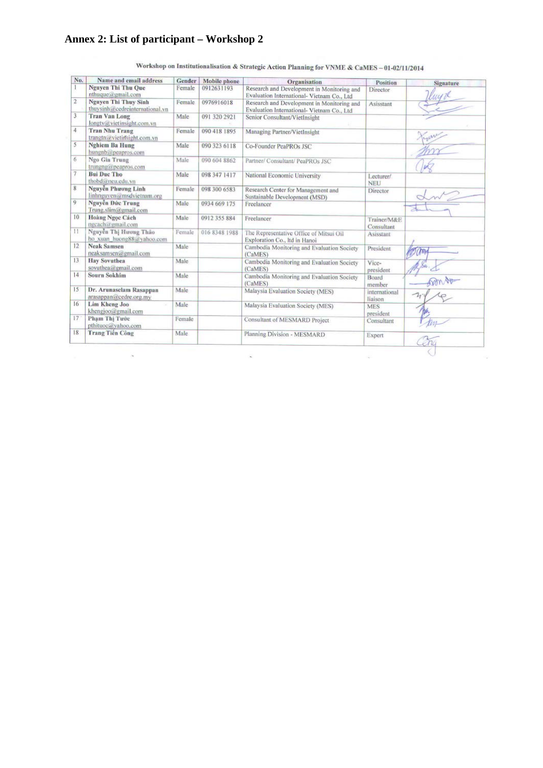## Annex 2: List of participant – Workshop 2

Workshop on Institutionalisation & Strategic Action Planning for VNME & CaMES – 01-02/11/2014

| No. | Name and email address | Gender | Mobile phone | Organisation | Position | Signature |
|---|---|---|---|---|---|---|
| 1 | **Nguyen Thi Thu Que** nthuque@gmail.com | Female | 0912631193 | Research and Development in Monitoring and Evaluation International- Vietnam Co., Ltd | Director | |
| 2 | **Nguyen Thi Thuy Sinh** thuysinh@cedreinternational.vn | Female | 0976916018 | Research and Development in Monitoring and Evaluation International- Vietnam Co., Ltd | Asisstant | |
| 3 | **Tran Van Long** longtv@vietinsight.com.vn | Male | 091 320 2921 | Senior Consultant/VietInsight | | |
| 4 | **Tran Nhu Trang** trangtn@vietinsight.com.vn | Female | 090 418 1895 | Managing Partner/VietInsight | | |
| 5 | **Nghiem Ba Hung** hungnb@peapros.com | Male | 090 323 6118 | Co-Founder PeaPROs JSC | | |
| 6 | **Ngo Gia Trung** trungng@peapros.com | Male | 090 604 8862 | Partner/ Consultant/ PeaPROs JSC | | |
| 7 | **Bui Duc Tho** thobd@neu.edu.vn | Male | 098 347 1417 | National Economic University | Lecturer/ NEU | |
| 8 | **Nguyễn Phương Linh** linhnguyen@msdvietnam.org | Female | 098 300 6583 | Research Center for Management and Sustainable Development (MSD) | Director | |
| 9 | **Nguyễn Đức Trung** Trung.slim@gmail.com | Male | 0934 669 175 | Freelancer | | |
| 10 | **Hoàng Ngọc Cách** ngcach@gmail.com | Male | 0912 355 884 | Freelancer | Trainer/M&E Consultant | |
| 11 | **Nguyễn Thị Hương Thảo** ho_xuan_huong88@yahoo.com | Female | 016 8348 1988 | The Representative Office of Mitsui Oil Exploration Co., ltd in Hanoi | Asisstant | |
| 12 | **Neak Samsen** neaksamsen@gmail.com | Male | | Cambodia Monitoring and Evaluation Society (CaMES) | President | |
| 13 | **Hay Sovuthea** sovuthea@gmail.com | Male | | Cambodia Monitoring and Evaluation Society (CaMES) | Vice-president | |
| 14 | **Sourn Sokhim** | Male | | Cambodia Monitoring and Evaluation Society (CaMES) | Board member | |
| 15 | **Dr. Arunaselam Rasappan** arasappan@cedre.org.my | Male | | Malaysia Evaluation Society (MES) | international liaison | |
| 16 | **Lim Kheng Joo** khengjoo@gmail.com | Male | | Malaysia Evaluation Society (MES) | MES president | |
| 17 | **Phạm Thị Tước** pthituoc@yahoo.com | Female | | Consultant of MESMARD Project | Consultant | |
| 18 | **Trang Tiến Công** | Male | | Planning Division - MESMARD | Expert | |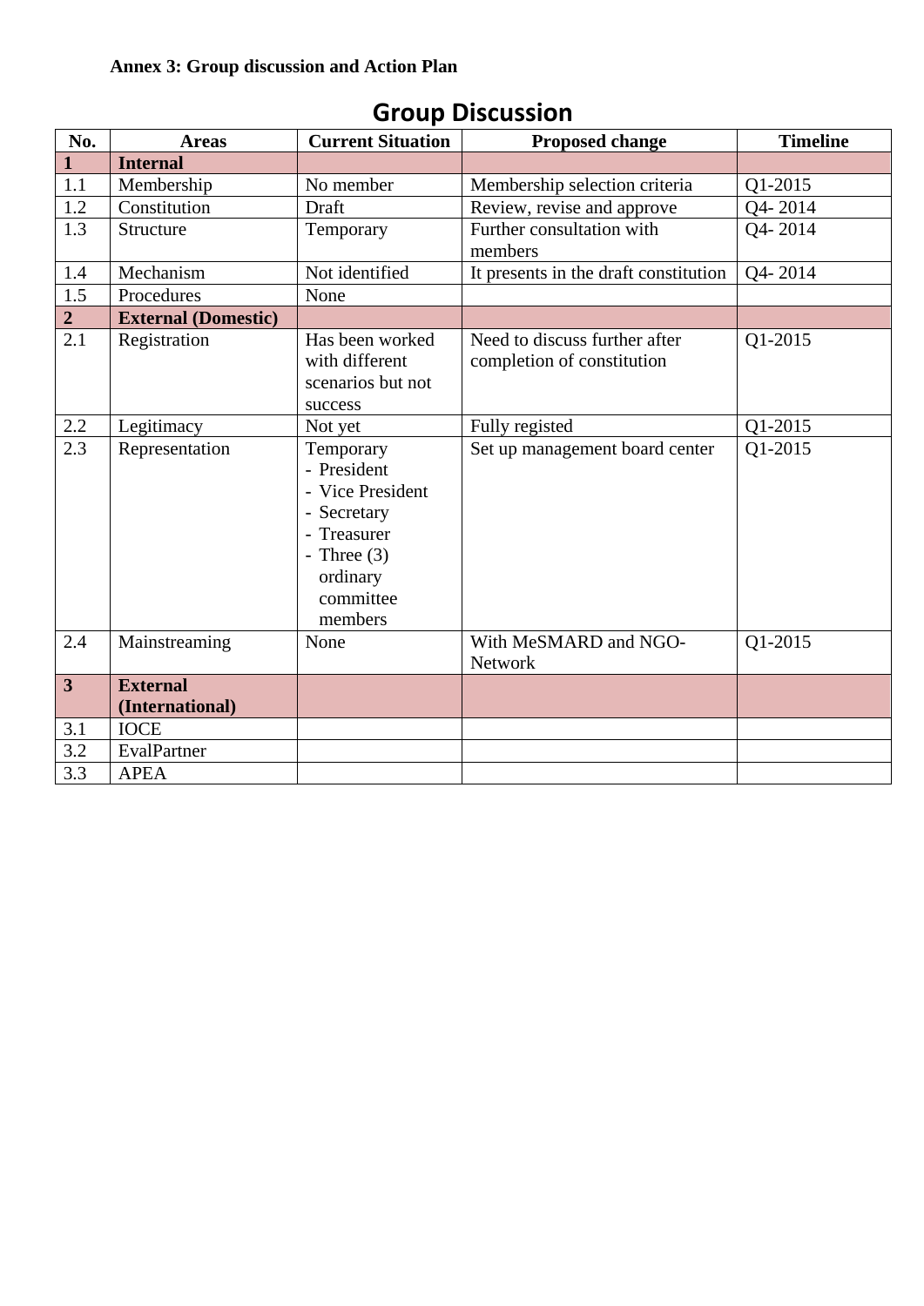**Annex 3: Group discussion and Action Plan**

## Group Discussion

| No. | Areas | Current Situation | Proposed change | Timeline |
|---|---|---|---|---|
| **1** | **Internal** | | | |
| 1.1 | Membership | No member | Membership selection criteria | Q1-2015 |
| 1.2 | Constitution | Draft | Review, revise and approve | Q4- 2014 |
| 1.3 | Structure | Temporary | Further consultation with members | Q4- 2014 |
| 1.4 | Mechanism | Not identified | It presents in the draft constitution | Q4- 2014 |
| 1.5 | Procedures | None | | |
| **2** | **External (Domestic)** | | | |
| 2.1 | Registration | Has been worked with different scenarios but not success | Need to discuss further after completion of constitution | Q1-2015 |
| 2.2 | Legitimacy | Not yet | Fully registed | Q1-2015 |
| 2.3 | Representation | Temporary<br>- President<br>- Vice President<br>- Secretary<br>- Treasurer<br>- Three (3) ordinary committee members | Set up management board center | Q1-2015 |
| 2.4 | Mainstreaming | None | With MeSMARD and NGO-Network | Q1-2015 |
| **3** | **External (International)** | | | |
| 3.1 | IOCE | | | |
| 3.2 | EvalPartner | | | |
| 3.3 | APEA | | | |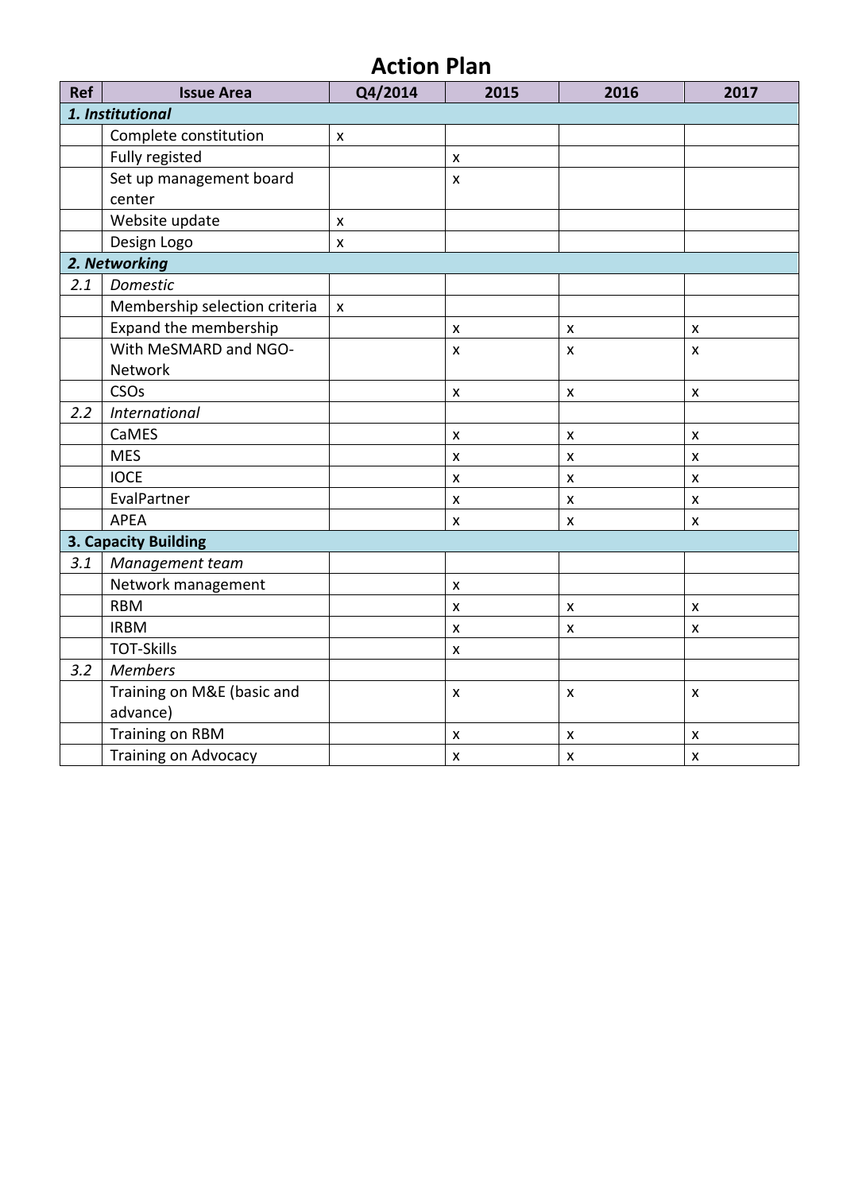# Action Plan

| Ref | Issue Area | Q4/2014 | 2015 | 2016 | 2017 |
|---|---|---|---|---|---|
| ***1. Institutional*** | | | | | |
| | Complete constitution | x | | | |
| | Fully registed | | x | | |
| | Set up management board center | | x | | |
| | Website update | x | | | |
| | Design Logo | x | | | |
| ***2. Networking*** | | | | | |
| *2.1* | *Domestic* | | | | |
| | Membership selection criteria | x | | | |
| | Expand the membership | | x | x | x |
| | With MeSMARD and NGO-Network | | x | x | x |
| | CSOs | | x | x | x |
| *2.2* | *International* | | | | |
| | CaMES | | x | x | x |
| | MES | | x | x | x |
| | IOCE | | x | x | x |
| | EvalPartner | | x | x | x |
| | APEA | | x | x | x |
| **3. Capacity Building** | | | | | |
| *3.1* | *Management team* | | | | |
| | Network management | | x | | |
| | RBM | | x | x | x |
| | IRBM | | x | x | x |
| | TOT-Skills | | x | | |
| *3.2* | *Members* | | | | |
| | Training on M&E (basic and advance) | | x | x | x |
| | Training on RBM | | x | x | x |
| | Training on Advocacy | | x | x | x |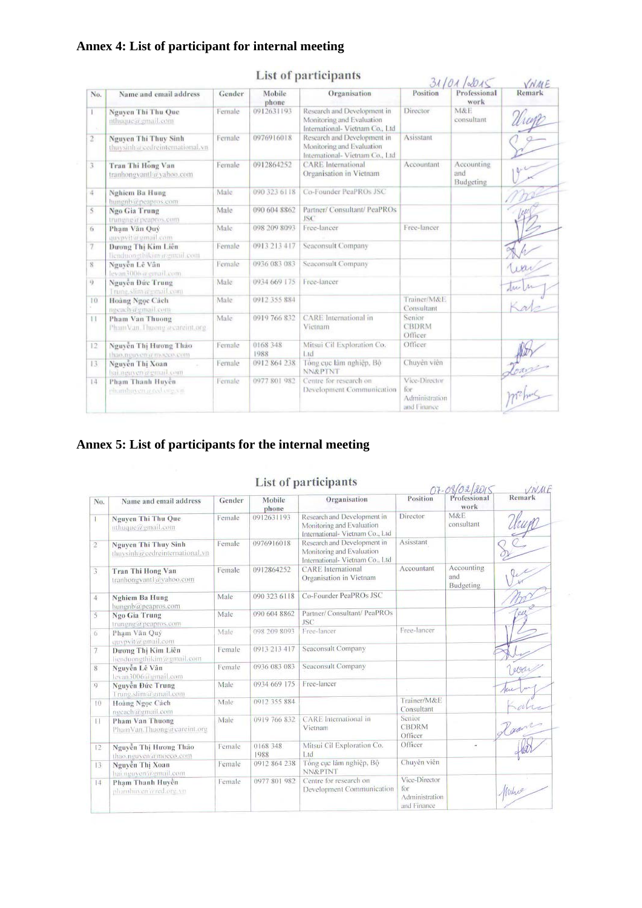## Annex 4: List of participant for internal meeting

List of participants

31/01/2015 VNME

| No. | Name and email address | Gender | Mobile phone | Organisation | Position | Professional work | Remark |
|---|---|---|---|---|---|---|---|
| 1 | Nguyen Thi Thu Que nthuque@gmail.com | Female | 0912631193 | Research and Development in Monitoring and Evaluation International- Vietnam Co., Ltd | Director | M&E consultant | |
| 2 | Nguyen Thi Thuy Sinh thuysinh@cedreinternational.vn | Female | 0976916018 | Research and Development in Monitoring and Evaluation International- Vietnam Co., Ltd | Asisstant | | |
| 3 | Tran Thi Hong Van tranhongvant1@yahoo.com | Female | 0912864252 | CARE International Organisation in Vietnam | Accountant | Accounting and Budgeting | |
| 4 | Nghiem Ba Hung hungnb@peapros.com | Male | 090 323 6118 | Co-Founder PeaPROs JSC | | | |
| 5 | Ngo Gia Trung trungng@peapros.com | Male | 090 604 8862 | Partner/ Consultant/ PeaPROs JSC | | | |
| 6 | Pham Văn Quý quypvit@gmail.com | Male | 098 209 8093 | Free-lancer | Free-lancer | | |
| 7 | Dương Thị Kim Liên lienduongthikim@gmail.com | Female | 0913 213 417 | Seaconsult Company | | | |
| 8 | Nguyễn Lê Vân levan3006@gmail.com | Female | 0936 083 083 | Seaconsult Company | | | |
| 9 | Nguyễn Đức Trung Trung.slim@gmail.com | Male | 0934 669 175 | Free-lancer | | | |
| 10 | Hoàng Ngọc Cách ngcach@gmail.com | Male | 0912 355 884 | | Trainer/M&E Consultant | | |
| 11 | Pham Van Thuong PhamVan.Thuong@careint.org | Male | 0919 766 832 | CARE International in Vietnam | Senior CBDRM Officer | | |
| 12 | Nguyễn Thị Hương Thảo thao.nguyen@moeco.com | Female | 0168 348 1988 | Mitsui Cil Exploration Co. Ltd | Officer | | |
| 13 | Nguyễn Thị Xoan hai.nguyen@gmail.com | Female | 0912 864 238 | Tổng cục lâm nghiệp, Bộ NN&PTNT | Chuyên viên | | |
| 14 | Phạm Thanh Huyền phamhuyen@ccd.org.vn | Female | 0977 801 982 | Centre for research on Development Communication | Vice-Director for Administration and Finance | | |

## Annex 5: List of participants for the internal meeting

List of participants

07-08/02/2015 VNME

| No. | Name and email address | Gender | Mobile phone | Organisation | Position | Professional work | Remark |
|---|---|---|---|---|---|---|---|
| 1 | Nguyen Thi Thu Que nthuque@gmail.com | Female | 0912631193 | Research and Development in Monitoring and Evaluation International- Vietnam Co., Ltd | Director | M&E consultant | |
| 2 | Nguyen Thi Thuy Sinh thuysinh@cedreinternational.vn | Female | 0976916018 | Research and Development in Monitoring and Evaluation International- Vietnam Co., Ltd | Asisstant | | |
| 3 | Tran Thi Hong Van tranhongvant1@yahoo.com | Female | 0912864252 | CARE International Organisation in Vietnam | Accountant | Accounting and Budgeting | |
| 4 | Nghiem Ba Hung hungnb@peapros.com | Male | 090 323 6118 | Co-Founder PeaPROs JSC | | | |
| 5 | Ngo Gia Trung trungng@peapros.com | Male | 090 604 8862 | Partner/ Consultant/ PeaPROs JSC | | | |
| 6 | Pham Văn Quý quypvit@gmail.com | Male | 098 209 8093 | Free-lancer | Free-lancer | | |
| 7 | Dương Thị Kim Liên lienduongthikim@gmail.com | Female | 0913 213 417 | Seaconsult Company | | | |
| 8 | Nguyễn Lê Vân levan3006@gmail.com | Female | 0936 083 083 | Seaconsult Company | | | |
| 9 | Nguyễn Đức Trung Trung.slim@gmail.com | Male | 0934 669 175 | Free-lancer | | | |
| 10 | Hoàng Ngọc Cách ngcach@gmail.com | Male | 0912 355 884 | | Trainer/M&E Consultant | | |
| 11 | Pham Van Thuong PhamVan.Thuong@careint.org | Male | 0919 766 832 | CARE International in Vietnam | Senior CBDRM Officer | | |
| 12 | Nguyễn Thị Hương Thảo thao.nguyen@moeco.com | Female | 0168 348 1988 | Mitsui Cil Exploration Co. Ltd | Officer | - | |
| 13 | Nguyễn Thị Xoan hai.nguyen@gmail.com | Female | 0912 864 238 | Tổng cục lâm nghiệp, Bộ NN&PTNT | Chuyên viên | | |
| 14 | Phạm Thanh Huyền phamhuyen@ccd.org.vn | Female | 0977 801 982 | Centre for research on Development Communication | Vice-Director for Administration and Finance | | |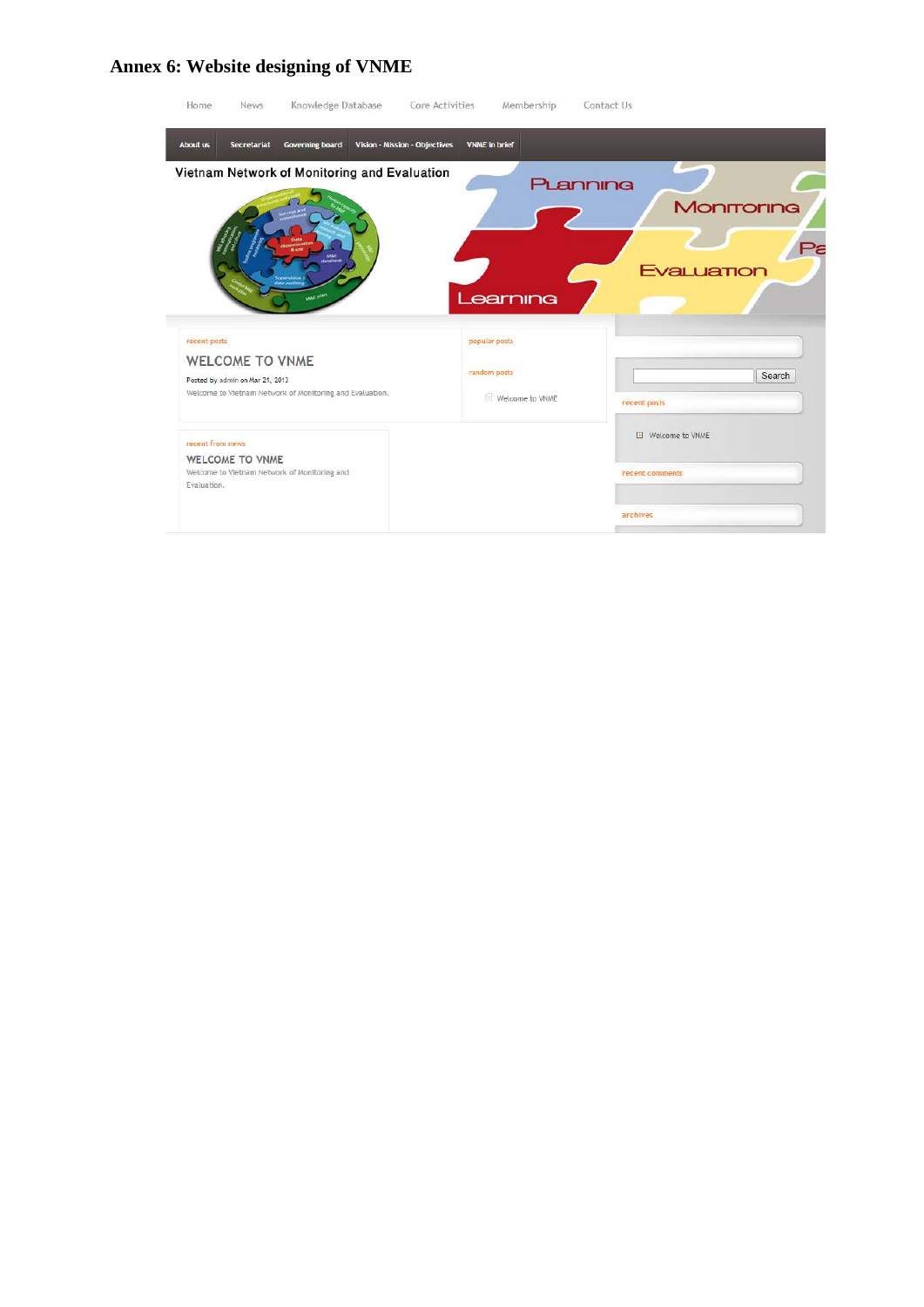## Annex 6: Website designing of VNME

Home News Knowledge Database Core Activities Membership Contact Us

About us | Secretariat | Governing board | Vision - Mission - Objectives | VNME in brief

Vietnam Network of Monitoring and Evaluation

Planning Monitoring Evaluation Learning

recent posts

WELCOME TO VNME

Posted by admin on Mar 21, 2013

Welcome to Vietnam Network of Monitoring and Evaluation.

popular posts

random posts

Welcome to VNME

recent from news

WELCOME TO VNME

Welcome to Vietnam Network of Monitoring and Evaluation.

Search

recent posts

Welcome to VNME

recent comments

archives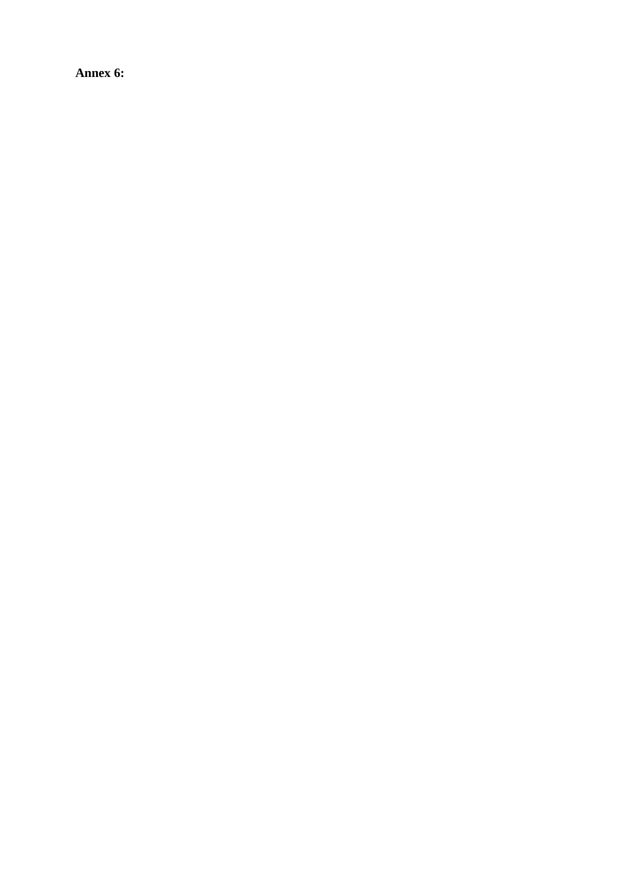**Annex 6:**